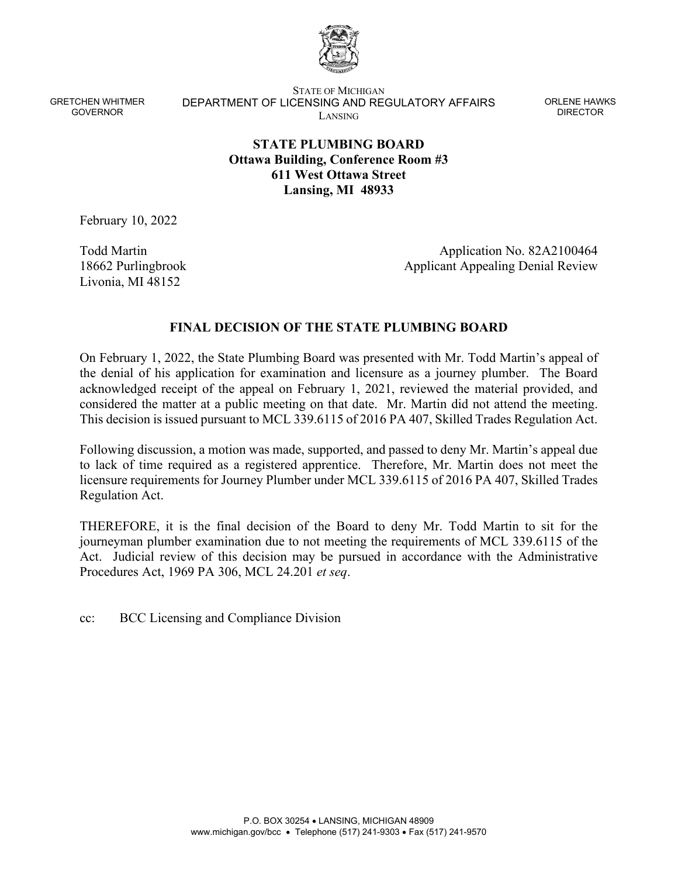GRETCHEN WHITMER
GOVERNOR

STATE OF MICHIGAN
DEPARTMENT OF LICENSING AND REGULATORY AFFAIRS
LANSING

ORLENE HAWKS
DIRECTOR

**STATE PLUMBING BOARD**
**Ottawa Building, Conference Room #3**
**611 West Ottawa Street**
**Lansing, MI 48933**

February 10, 2022

Todd Martin
18662 Purlingbrook
Livonia, MI 48152

Application No. 82A2100464
Applicant Appealing Denial Review

## FINAL DECISION OF THE STATE PLUMBING BOARD

On February 1, 2022, the State Plumbing Board was presented with Mr. Todd Martin's appeal of the denial of his application for examination and licensure as a journey plumber. The Board acknowledged receipt of the appeal on February 1, 2021, reviewed the material provided, and considered the matter at a public meeting on that date. Mr. Martin did not attend the meeting. This decision is issued pursuant to MCL 339.6115 of 2016 PA 407, Skilled Trades Regulation Act.

Following discussion, a motion was made, supported, and passed to deny Mr. Martin's appeal due to lack of time required as a registered apprentice. Therefore, Mr. Martin does not meet the licensure requirements for Journey Plumber under MCL 339.6115 of 2016 PA 407, Skilled Trades Regulation Act.

THEREFORE, it is the final decision of the Board to deny Mr. Todd Martin to sit for the journeyman plumber examination due to not meeting the requirements of MCL 339.6115 of the Act. Judicial review of this decision may be pursued in accordance with the Administrative Procedures Act, 1969 PA 306, MCL 24.201 *et seq*.

cc: BCC Licensing and Compliance Division

P.O. BOX 30254 • LANSING, MICHIGAN 48909
www.michigan.gov/bcc • Telephone (517) 241-9303 • Fax (517) 241-9570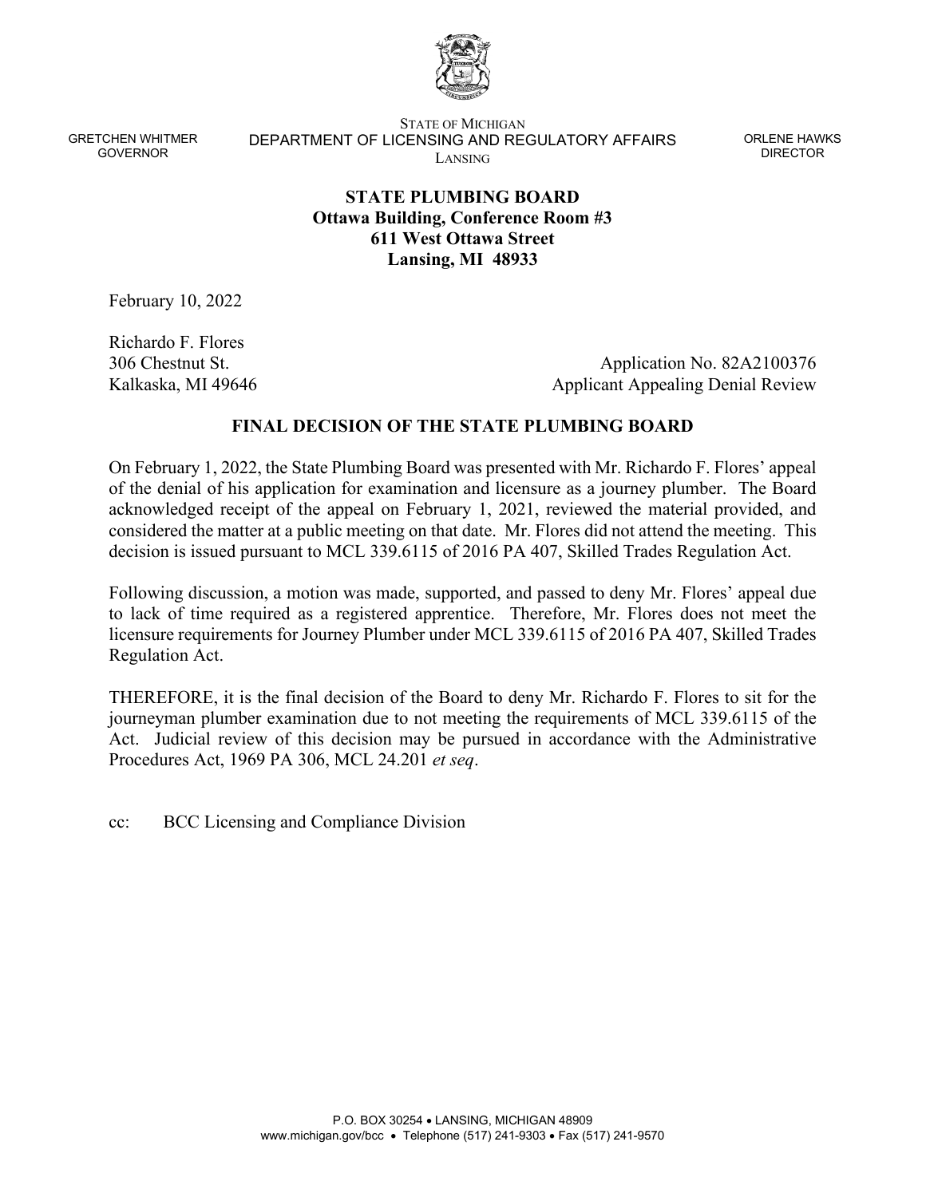GRETCHEN WHITMER
GOVERNOR

STATE OF MICHIGAN
DEPARTMENT OF LICENSING AND REGULATORY AFFAIRS
LANSING

ORLENE HAWKS
DIRECTOR

**STATE PLUMBING BOARD**
**Ottawa Building, Conference Room #3**
**611 West Ottawa Street**
**Lansing, MI 48933**

February 10, 2022

Richardo F. Flores
306 Chestnut St.
Kalkaska, MI 49646

Application No. 82A2100376
Applicant Appealing Denial Review

## FINAL DECISION OF THE STATE PLUMBING BOARD

On February 1, 2022, the State Plumbing Board was presented with Mr. Richardo F. Flores' appeal of the denial of his application for examination and licensure as a journey plumber. The Board acknowledged receipt of the appeal on February 1, 2021, reviewed the material provided, and considered the matter at a public meeting on that date. Mr. Flores did not attend the meeting. This decision is issued pursuant to MCL 339.6115 of 2016 PA 407, Skilled Trades Regulation Act.

Following discussion, a motion was made, supported, and passed to deny Mr. Flores' appeal due to lack of time required as a registered apprentice. Therefore, Mr. Flores does not meet the licensure requirements for Journey Plumber under MCL 339.6115 of 2016 PA 407, Skilled Trades Regulation Act.

THEREFORE, it is the final decision of the Board to deny Mr. Richardo F. Flores to sit for the journeyman plumber examination due to not meeting the requirements of MCL 339.6115 of the Act. Judicial review of this decision may be pursued in accordance with the Administrative Procedures Act, 1969 PA 306, MCL 24.201 *et seq*.

cc: BCC Licensing and Compliance Division

P.O. BOX 30254 • LANSING, MICHIGAN 48909
www.michigan.gov/bcc • Telephone (517) 241-9303 • Fax (517) 241-9570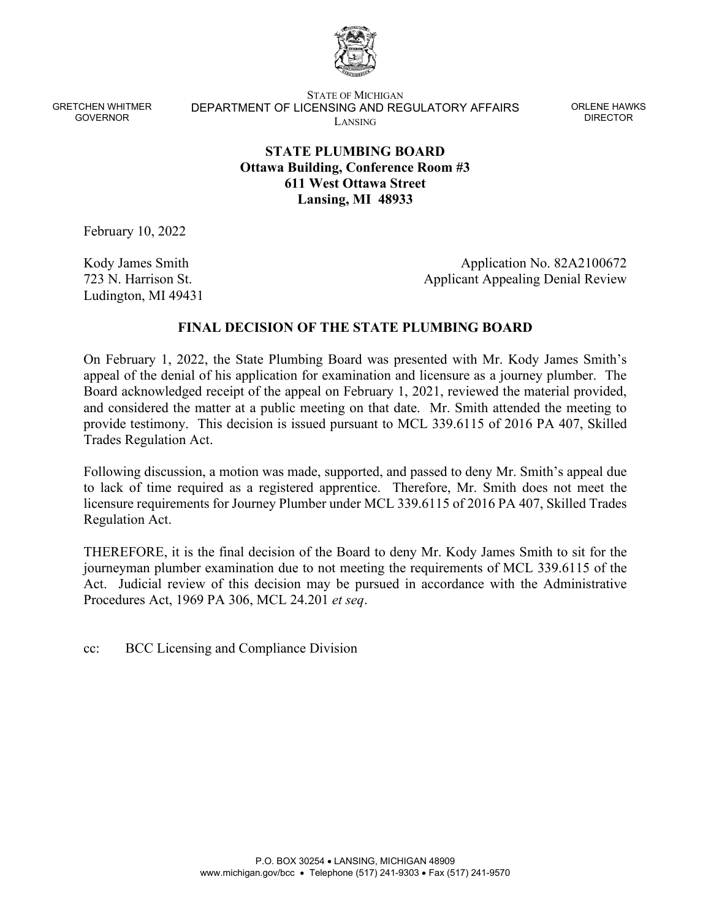GRETCHEN WHITMER
GOVERNOR

STATE OF MICHIGAN
DEPARTMENT OF LICENSING AND REGULATORY AFFAIRS
LANSING

ORLENE HAWKS
DIRECTOR

**STATE PLUMBING BOARD**
**Ottawa Building, Conference Room #3**
**611 West Ottawa Street**
**Lansing, MI 48933**

February 10, 2022

Kody James Smith
723 N. Harrison St.
Ludington, MI 49431

Application No. 82A2100672
Applicant Appealing Denial Review

**FINAL DECISION OF THE STATE PLUMBING BOARD**

On February 1, 2022, the State Plumbing Board was presented with Mr. Kody James Smith's appeal of the denial of his application for examination and licensure as a journey plumber. The Board acknowledged receipt of the appeal on February 1, 2021, reviewed the material provided, and considered the matter at a public meeting on that date. Mr. Smith attended the meeting to provide testimony. This decision is issued pursuant to MCL 339.6115 of 2016 PA 407, Skilled Trades Regulation Act.

Following discussion, a motion was made, supported, and passed to deny Mr. Smith's appeal due to lack of time required as a registered apprentice. Therefore, Mr. Smith does not meet the licensure requirements for Journey Plumber under MCL 339.6115 of 2016 PA 407, Skilled Trades Regulation Act.

THEREFORE, it is the final decision of the Board to deny Mr. Kody James Smith to sit for the journeyman plumber examination due to not meeting the requirements of MCL 339.6115 of the Act. Judicial review of this decision may be pursued in accordance with the Administrative Procedures Act, 1969 PA 306, MCL 24.201 *et seq*.

cc: BCC Licensing and Compliance Division

P.O. BOX 30254 • LANSING, MICHIGAN 48909
www.michigan.gov/bcc • Telephone (517) 241-9303 • Fax (517) 241-9570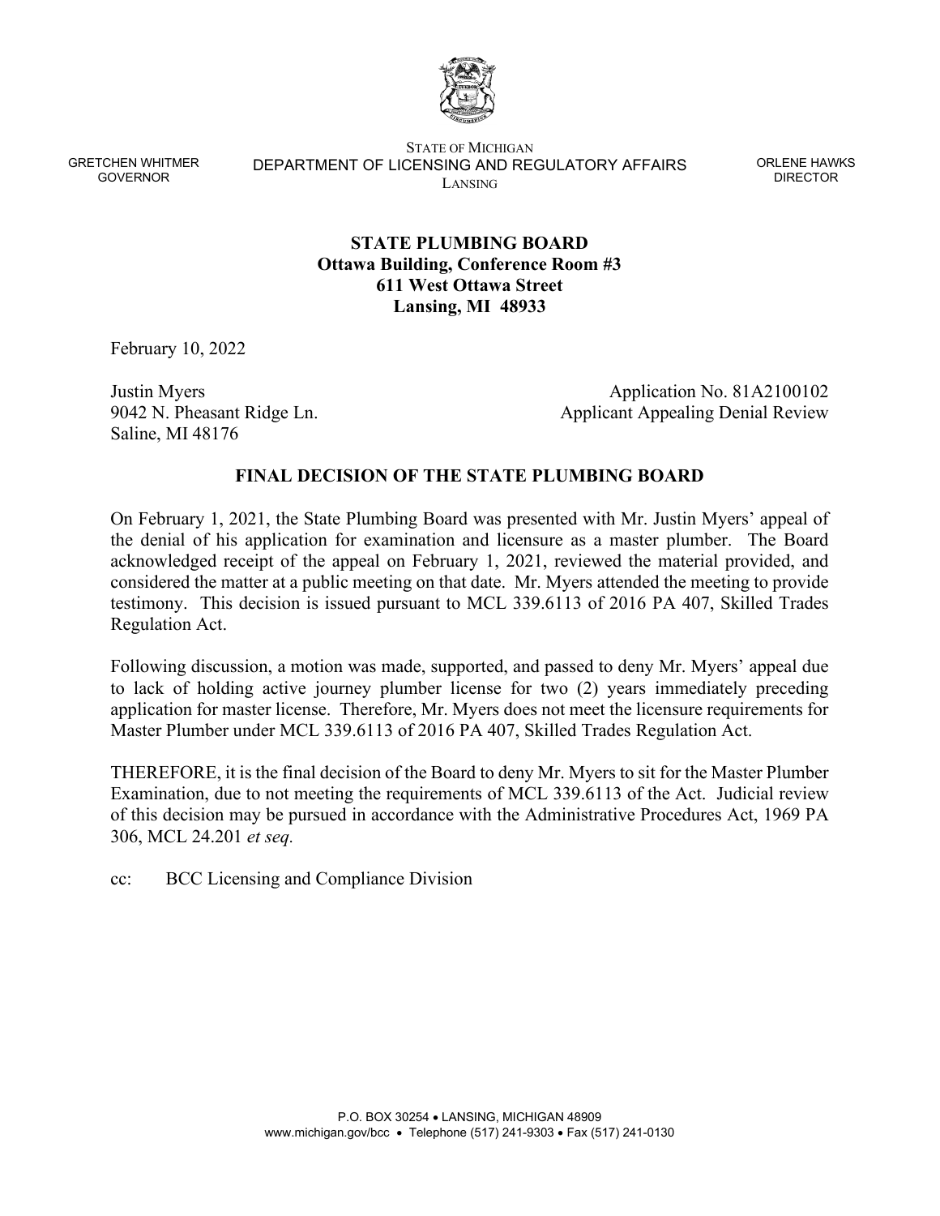STATE OF MICHIGAN
DEPARTMENT OF LICENSING AND REGULATORY AFFAIRS
LANSING

GRETCHEN WHITMER
GOVERNOR

ORLENE HAWKS
DIRECTOR

**STATE PLUMBING BOARD**
**Ottawa Building, Conference Room #3**
**611 West Ottawa Street**
**Lansing, MI 48933**

February 10, 2022

Justin Myers
9042 N. Pheasant Ridge Ln.
Saline, MI 48176

Application No. 81A2100102
Applicant Appealing Denial Review

## FINAL DECISION OF THE STATE PLUMBING BOARD

On February 1, 2021, the State Plumbing Board was presented with Mr. Justin Myers' appeal of the denial of his application for examination and licensure as a master plumber. The Board acknowledged receipt of the appeal on February 1, 2021, reviewed the material provided, and considered the matter at a public meeting on that date. Mr. Myers attended the meeting to provide testimony. This decision is issued pursuant to MCL 339.6113 of 2016 PA 407, Skilled Trades Regulation Act.

Following discussion, a motion was made, supported, and passed to deny Mr. Myers' appeal due to lack of holding active journey plumber license for two (2) years immediately preceding application for master license. Therefore, Mr. Myers does not meet the licensure requirements for Master Plumber under MCL 339.6113 of 2016 PA 407, Skilled Trades Regulation Act.

THEREFORE, it is the final decision of the Board to deny Mr. Myers to sit for the Master Plumber Examination, due to not meeting the requirements of MCL 339.6113 of the Act. Judicial review of this decision may be pursued in accordance with the Administrative Procedures Act, 1969 PA 306, MCL 24.201 *et seq.*

cc: BCC Licensing and Compliance Division

P.O. BOX 30254 • LANSING, MICHIGAN 48909
www.michigan.gov/bcc • Telephone (517) 241-9303 • Fax (517) 241-0130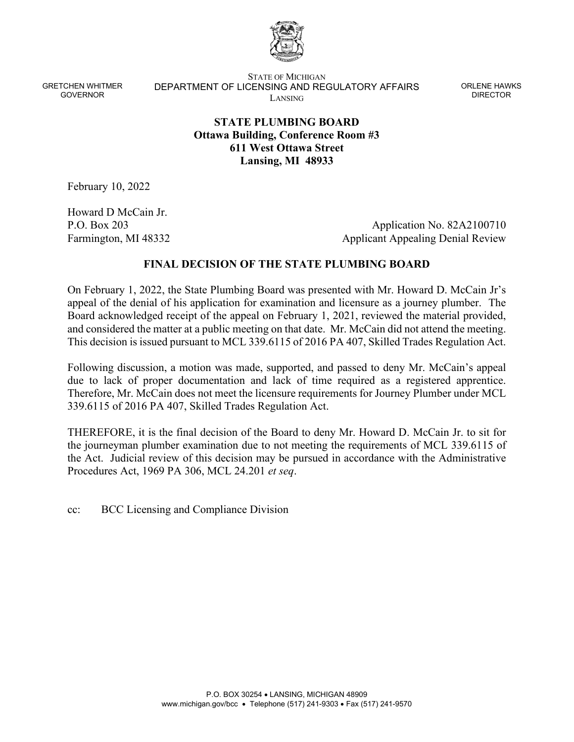GRETCHEN WHITMER
GOVERNOR

STATE OF MICHIGAN
DEPARTMENT OF LICENSING AND REGULATORY AFFAIRS
LANSING

ORLENE HAWKS
DIRECTOR

**STATE PLUMBING BOARD**
**Ottawa Building, Conference Room #3**
**611 West Ottawa Street**
**Lansing, MI 48933**

February 10, 2022

Howard D McCain Jr.
P.O. Box 203
Farmington, MI 48332

Application No. 82A2100710
Applicant Appealing Denial Review

**FINAL DECISION OF THE STATE PLUMBING BOARD**

On February 1, 2022, the State Plumbing Board was presented with Mr. Howard D. McCain Jr's appeal of the denial of his application for examination and licensure as a journey plumber. The Board acknowledged receipt of the appeal on February 1, 2021, reviewed the material provided, and considered the matter at a public meeting on that date. Mr. McCain did not attend the meeting. This decision is issued pursuant to MCL 339.6115 of 2016 PA 407, Skilled Trades Regulation Act.

Following discussion, a motion was made, supported, and passed to deny Mr. McCain's appeal due to lack of proper documentation and lack of time required as a registered apprentice. Therefore, Mr. McCain does not meet the licensure requirements for Journey Plumber under MCL 339.6115 of 2016 PA 407, Skilled Trades Regulation Act.

THEREFORE, it is the final decision of the Board to deny Mr. Howard D. McCain Jr. to sit for the journeyman plumber examination due to not meeting the requirements of MCL 339.6115 of the Act. Judicial review of this decision may be pursued in accordance with the Administrative Procedures Act, 1969 PA 306, MCL 24.201 *et seq*.

cc: BCC Licensing and Compliance Division

P.O. BOX 30254 • LANSING, MICHIGAN 48909
www.michigan.gov/bcc • Telephone (517) 241-9303 • Fax (517) 241-9570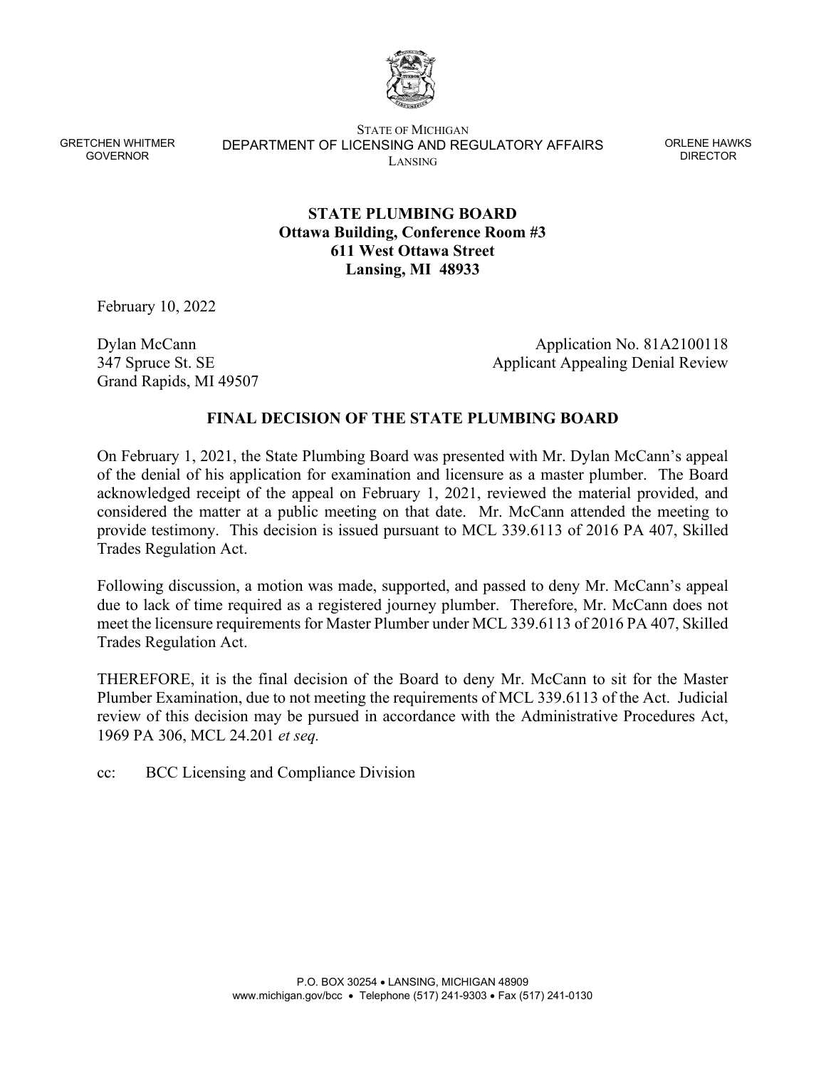STATE OF MICHIGAN
DEPARTMENT OF LICENSING AND REGULATORY AFFAIRS
LANSING

GRETCHEN WHITMER
GOVERNOR

ORLENE HAWKS
DIRECTOR

**STATE PLUMBING BOARD**
**Ottawa Building, Conference Room #3**
**611 West Ottawa Street**
**Lansing, MI 48933**

February 10, 2022

Dylan McCann
347 Spruce St. SE
Grand Rapids, MI 49507

Application No. 81A2100118
Applicant Appealing Denial Review

## FINAL DECISION OF THE STATE PLUMBING BOARD

On February 1, 2021, the State Plumbing Board was presented with Mr. Dylan McCann's appeal of the denial of his application for examination and licensure as a master plumber. The Board acknowledged receipt of the appeal on February 1, 2021, reviewed the material provided, and considered the matter at a public meeting on that date. Mr. McCann attended the meeting to provide testimony. This decision is issued pursuant to MCL 339.6113 of 2016 PA 407, Skilled Trades Regulation Act.

Following discussion, a motion was made, supported, and passed to deny Mr. McCann's appeal due to lack of time required as a registered journey plumber. Therefore, Mr. McCann does not meet the licensure requirements for Master Plumber under MCL 339.6113 of 2016 PA 407, Skilled Trades Regulation Act.

THEREFORE, it is the final decision of the Board to deny Mr. McCann to sit for the Master Plumber Examination, due to not meeting the requirements of MCL 339.6113 of the Act. Judicial review of this decision may be pursued in accordance with the Administrative Procedures Act, 1969 PA 306, MCL 24.201 *et seq.*

cc: BCC Licensing and Compliance Division

P.O. BOX 30254 • LANSING, MICHIGAN 48909
www.michigan.gov/bcc • Telephone (517) 241-9303 • Fax (517) 241-0130